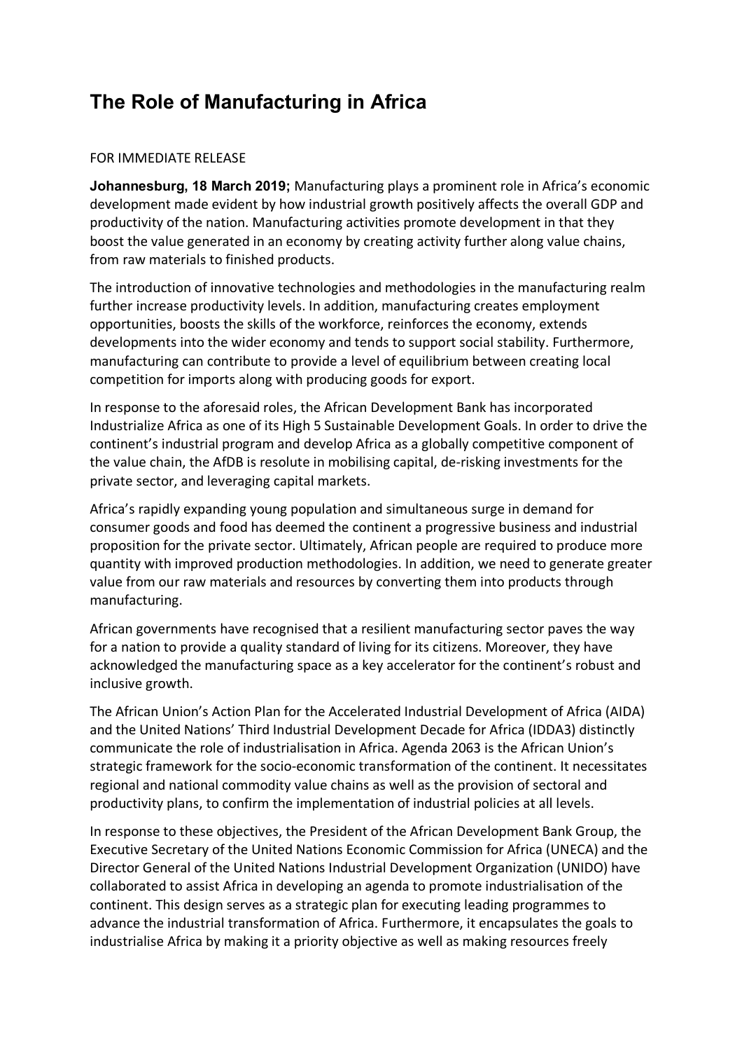# The Role of Manufacturing in Africa

FOR IMMEDIATE RELEASE

**Johannesburg, 18 March 2019;** Manufacturing plays a prominent role in Africa's economic development made evident by how industrial growth positively affects the overall GDP and productivity of the nation. Manufacturing activities promote development in that they boost the value generated in an economy by creating activity further along value chains, from raw materials to finished products.

The introduction of innovative technologies and methodologies in the manufacturing realm further increase productivity levels. In addition, manufacturing creates employment opportunities, boosts the skills of the workforce, reinforces the economy, extends developments into the wider economy and tends to support social stability. Furthermore, manufacturing can contribute to provide a level of equilibrium between creating local competition for imports along with producing goods for export.

In response to the aforesaid roles, the African Development Bank has incorporated Industrialize Africa as one of its High 5 Sustainable Development Goals. In order to drive the continent's industrial program and develop Africa as a globally competitive component of the value chain, the AfDB is resolute in mobilising capital, de-risking investments for the private sector, and leveraging capital markets.

Africa's rapidly expanding young population and simultaneous surge in demand for consumer goods and food has deemed the continent a progressive business and industrial proposition for the private sector. Ultimately, African people are required to produce more quantity with improved production methodologies. In addition, we need to generate greater value from our raw materials and resources by converting them into products through manufacturing.

African governments have recognised that a resilient manufacturing sector paves the way for a nation to provide a quality standard of living for its citizens. Moreover, they have acknowledged the manufacturing space as a key accelerator for the continent's robust and inclusive growth.

The African Union's Action Plan for the Accelerated Industrial Development of Africa (AIDA) and the United Nations' Third Industrial Development Decade for Africa (IDDA3) distinctly communicate the role of industrialisation in Africa. Agenda 2063 is the African Union's strategic framework for the socio-economic transformation of the continent. It necessitates regional and national commodity value chains as well as the provision of sectoral and productivity plans, to confirm the implementation of industrial policies at all levels.

In response to these objectives, the President of the African Development Bank Group, the Executive Secretary of the United Nations Economic Commission for Africa (UNECA) and the Director General of the United Nations Industrial Development Organization (UNIDO) have collaborated to assist Africa in developing an agenda to promote industrialisation of the continent. This design serves as a strategic plan for executing leading programmes to advance the industrial transformation of Africa. Furthermore, it encapsulates the goals to industrialise Africa by making it a priority objective as well as making resources freely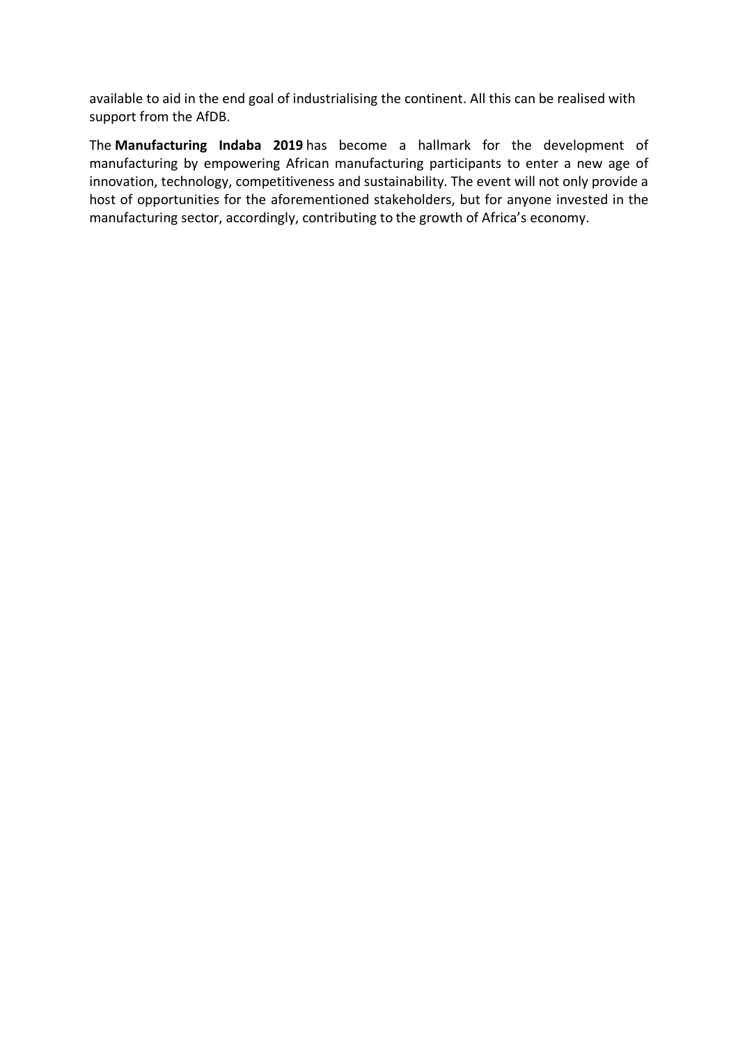available to aid in the end goal of industrialising the continent. All this can be realised with support from the AfDB.

The **Manufacturing Indaba 2019** has become a hallmark for the development of manufacturing by empowering African manufacturing participants to enter a new age of innovation, technology, competitiveness and sustainability. The event will not only provide a host of opportunities for the aforementioned stakeholders, but for anyone invested in the manufacturing sector, accordingly, contributing to the growth of Africa's economy.